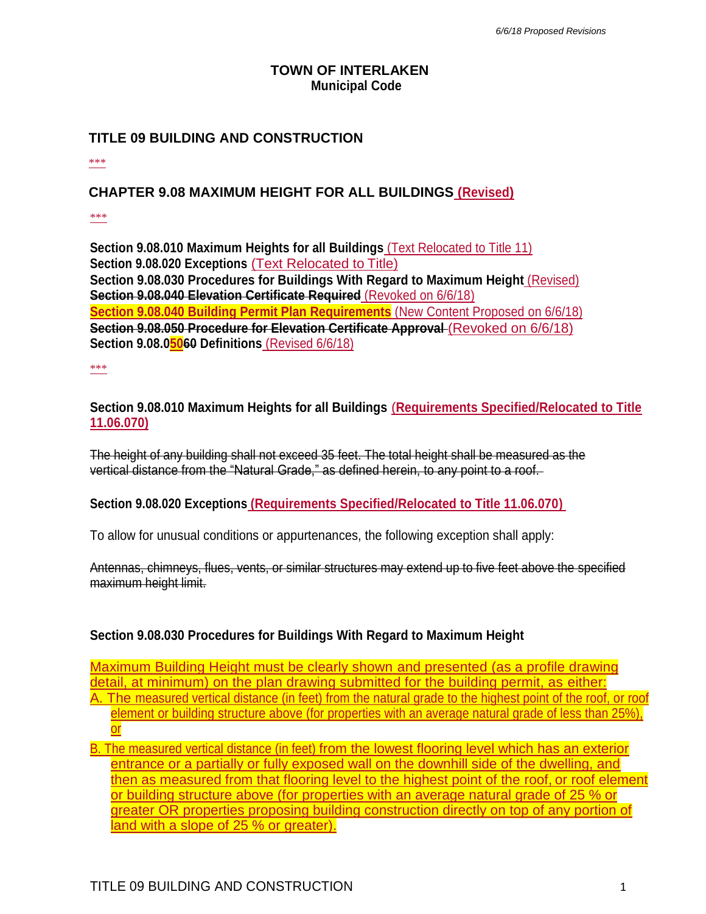*6/6/18 Proposed Revisions*

# TOWN OF INTERLAKEN
**Municipal Code**

## TITLE 09 BUILDING AND CONSTRUCTION

***

## CHAPTER 9.08 MAXIMUM HEIGHT FOR ALL BUILDINGS (Revised)

***

**Section 9.08.010 Maximum Heights for all Buildings** (Text Relocated to Title 11)
**Section 9.08.020 Exceptions** (Text Relocated to Title)
**Section 9.08.030 Procedures for Buildings With Regard to Maximum Height** (Revised)
~~**Section 9.08.040 Elevation Certificate Required**~~ (Revoked on 6/6/18)
**Section 9.08.040 Building Permit Plan Requirements** (New Content Proposed on 6/6/18)
~~**Section 9.08.050 Procedure for Elevation Certificate Approval**~~ (Revoked on 6/6/18)
**Section 9.08.050~~60~~ Definitions** (Revised 6/6/18)

***

**Section 9.08.010 Maximum Heights for all Buildings (Requirements Specified/Relocated to Title 11.06.070)**

~~The height of any building shall not exceed 35 feet. The total height shall be measured as the vertical distance from the "Natural Grade," as defined herein, to any point to a roof.~~

**Section 9.08.020 Exceptions (Requirements Specified/Relocated to Title 11.06.070)**

To allow for unusual conditions or appurtenances, the following exception shall apply:

~~Antennas, chimneys, flues, vents, or similar structures may extend up to five feet above the specified maximum height limit.~~

**Section 9.08.030 Procedures for Buildings With Regard to Maximum Height**

Maximum Building Height must be clearly shown and presented (as a profile drawing detail, at minimum) on the plan drawing submitted for the building permit, as either:

A. The measured vertical distance (in feet) from the natural grade to the highest point of the roof, or roof element or building structure above (for properties with an average natural grade of less than 25%), or

B. The measured vertical distance (in feet) from the lowest flooring level which has an exterior entrance or a partially or fully exposed wall on the downhill side of the dwelling, and then as measured from that flooring level to the highest point of the roof, or roof element or building structure above (for properties with an average natural grade of 25 % or greater OR properties proposing building construction directly on top of any portion of land with a slope of 25 % or greater).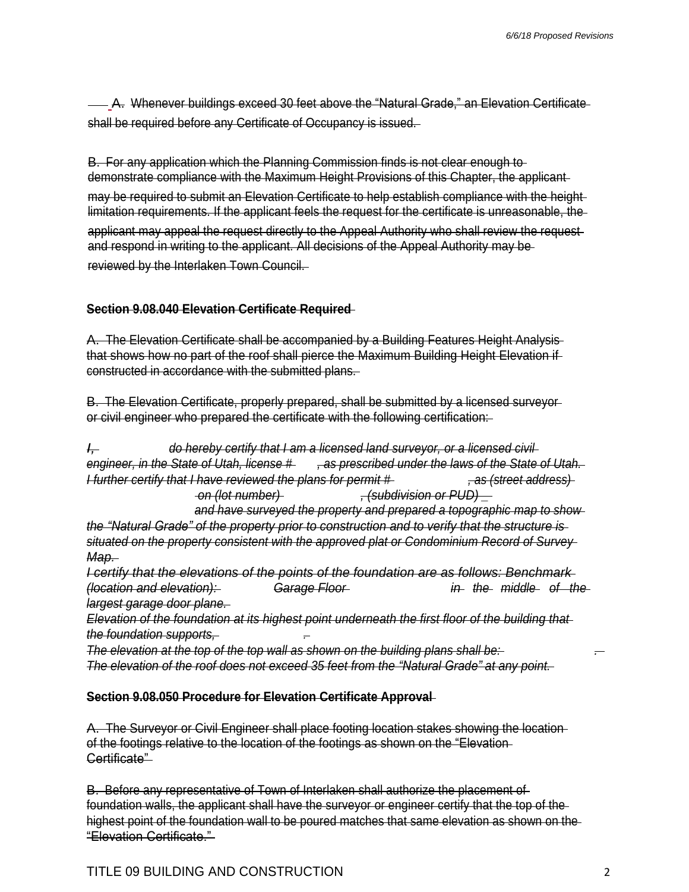A. Whenever buildings exceed 30 feet above the "Natural Grade," an Elevation Certificate shall be required before any Certificate of Occupancy is issued.

B. For any application which the Planning Commission finds is not clear enough to demonstrate compliance with the Maximum Height Provisions of this Chapter, the applicant may be required to submit an Elevation Certificate to help establish compliance with the height limitation requirements. If the applicant feels the request for the certificate is unreasonable, the applicant may appeal the request directly to the Appeal Authority who shall review the request and respond in writing to the applicant. All decisions of the Appeal Authority may be reviewed by the Interlaken Town Council.

**Section 9.08.040 Elevation Certificate Required**

A. The Elevation Certificate shall be accompanied by a Building Features Height Analysis that shows how no part of the roof shall pierce the Maximum Building Height Elevation if constructed in accordance with the submitted plans.

B. The Elevation Certificate, properly prepared, shall be submitted by a licensed surveyor or civil engineer who prepared the certificate with the following certification:

*I, do hereby certify that I am a licensed land surveyor, or a licensed civil engineer, in the State of Utah, license # , as prescribed under the laws of the State of Utah. I further certify that I have reviewed the plans for permit # , as (street address) on (lot number) , (subdivision or PUD) _ and have surveyed the property and prepared a topographic map to show the "Natural Grade" of the property prior to construction and to verify that the structure is situated on the property consistent with the approved plat or Condominium Record of Survey Map.*

*I certify that the elevations of the points of the foundation are as follows: Benchmark (location and elevation): Garage Floor in the middle of the largest garage door plane.*

*Elevation of the foundation at its highest point underneath the first floor of the building that the foundation supports, .*

*The elevation at the top of the top wall as shown on the building plans shall be: .*

*The elevation of the roof does not exceed 35 feet from the "Natural Grade" at any point.*

**Section 9.08.050 Procedure for Elevation Certificate Approval**

A. The Surveyor or Civil Engineer shall place footing location stakes showing the location of the footings relative to the location of the footings as shown on the "Elevation Certificate"

B. Before any representative of Town of Interlaken shall authorize the placement of foundation walls, the applicant shall have the surveyor or engineer certify that the top of the highest point of the foundation wall to be poured matches that same elevation as shown on the "Elevation Certificate."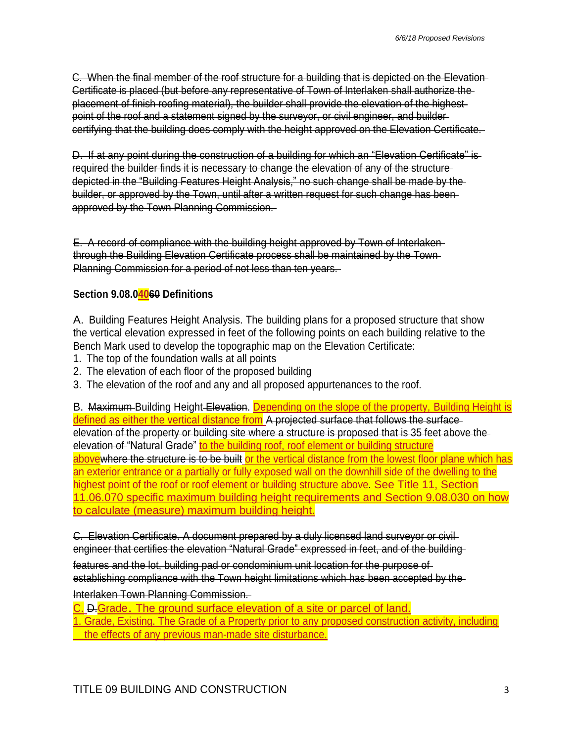~~C. When the final member of the roof structure for a building that is depicted on the Elevation Certificate is placed (but before any representative of Town of Interlaken shall authorize the placement of finish roofing material), the builder shall provide the elevation of the highest point of the roof and a statement signed by the surveyor, or civil engineer, and builder certifying that the building does comply with the height approved on the Elevation Certificate.~~

~~D. If at any point during the construction of a building for which an "Elevation Certificate" is required the builder finds it is necessary to change the elevation of any of the structure depicted in the "Building Features Height Analysis," no such change shall be made by the builder, or approved by the Town, until after a written request for such change has been approved by the Town Planning Commission.~~

~~E. A record of compliance with the building height approved by Town of Interlaken through the Building Elevation Certificate process shall be maintained by the Town Planning Commission for a period of not less than ten years.~~

**Section 9.08.0<u>40</u>~~60~~ Definitions**

A. Building Features Height Analysis. The building plans for a proposed structure that show the vertical elevation expressed in feet of the following points on each building relative to the Bench Mark used to develop the topographic map on the Elevation Certificate:

1. The top of the foundation walls at all points
2. The elevation of each floor of the proposed building
3. The elevation of the roof and any and all proposed appurtenances to the roof.

B. ~~Maximum~~ Building Height ~~Elevation~~. <u>Depending on the slope of the property, Building Height is defined as either the vertical distance from</u> ~~A projected surface that follows the surface elevation of the property or building site where a structure is proposed that is 35 feet above the elevation of~~ "Natural Grade" <u>to the building roof, roof element or building structure above</u>~~where the structure is to be built~~ <u>or the vertical distance from the lowest floor plane which has an exterior entrance or a partially or fully exposed wall on the downhill side of the dwelling to the highest point of the roof or roof element or building structure above</u>. <u>See Title 11, Section 11.06.070 specific maximum building height requirements and Section 9.08.030 on how to calculate (measure) maximum building height.</u>

~~C. Elevation Certificate. A document prepared by a duly licensed land surveyor or civil engineer that certifies the elevation "Natural Grade" expressed in feet, and of the building features and the lot, building pad or condominium unit location for the purpose of establishing compliance with the Town height limitations which has been accepted by the Interlaken Town Planning Commission.~~

<u>C.</u> ~~D.~~<u>Grade. The ground surface elevation of a site or parcel of land.</u>

<u>1. Grade, Existing. The Grade of a Property prior to any proposed construction activity, including the effects of any previous man-made site disturbance.</u>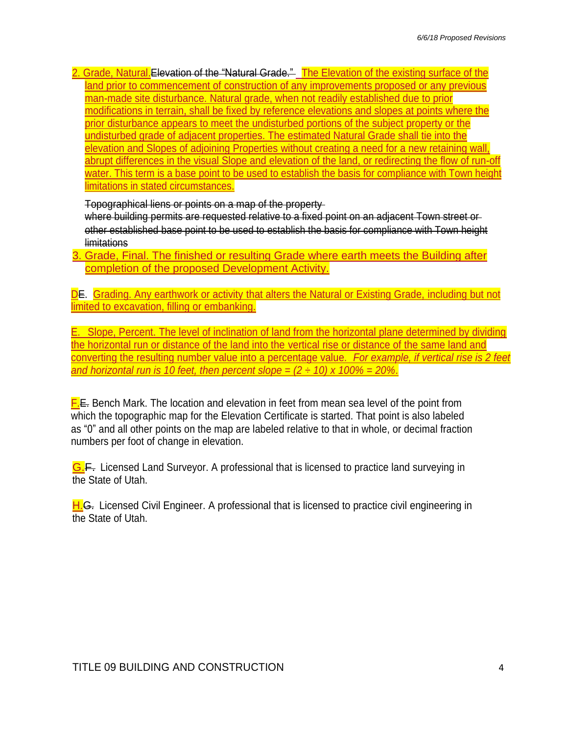2. Grade, Natural.~~Elevation of the "Natural Grade."~~ The Elevation of the existing surface of the land prior to commencement of construction of any improvements proposed or any previous man-made site disturbance. Natural grade, when not readily established due to prior modifications in terrain, shall be fixed by reference elevations and slopes at points where the prior disturbance appears to meet the undisturbed portions of the subject property or the undisturbed grade of adjacent properties. The estimated Natural Grade shall tie into the elevation and Slopes of adjoining Properties without creating a need for a new retaining wall, abrupt differences in the visual Slope and elevation of the land, or redirecting the flow of run-off water. This term is a base point to be used to establish the basis for compliance with Town height limitations in stated circumstances.

~~Topographical liens or points on a map of the property where building permits are requested relative to a fixed point on an adjacent Town street or other established base point to be used to establish the basis for compliance with Town height limitations~~

3. Grade, Final. The finished or resulting Grade where earth meets the Building after completion of the proposed Development Activity.

D~~E~~. Grading. Any earthwork or activity that alters the Natural or Existing Grade, including but not limited to excavation, filling or embanking.

E. Slope, Percent. The level of inclination of land from the horizontal plane determined by dividing the horizontal run or distance of the land into the vertical rise or distance of the same land and converting the resulting number value into a percentage value. *For example, if vertical rise is 2 feet and horizontal run is 10 feet, then percent slope = (2 ÷ 10) x 100% = 20%.*

F.~~E.~~ Bench Mark. The location and elevation in feet from mean sea level of the point from which the topographic map for the Elevation Certificate is started. That point is also labeled as "0" and all other points on the map are labeled relative to that in whole, or decimal fraction numbers per foot of change in elevation.

G.~~F.~~ Licensed Land Surveyor. A professional that is licensed to practice land surveying in the State of Utah.

H.~~G.~~ Licensed Civil Engineer. A professional that is licensed to practice civil engineering in the State of Utah.